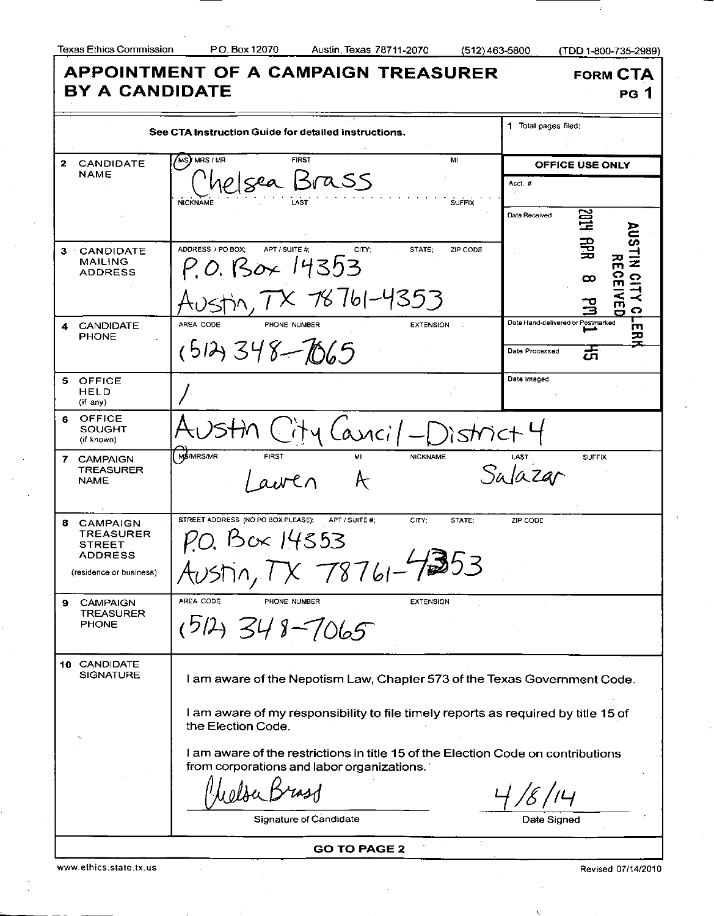Texas Ethics Commission P.O. Box 12070 Austin, Texas 78711-2070 (512) 463-5800 (TDD 1-800-735-2989)

# APPOINTMENT OF A CAMPAIGN TREASURER BY A CANDIDATE

**FORM CTA**
**PG 1**

| See CTA Instruction Guide for detailed instructions. | | 1 Total pages filed: |
|---|---|---|
| 2 CANDIDATE NAME | (MS) / MRS / MR FIRST: Chelsea MI: LAST: Brass NICKNAME: SUFFIX: | OFFICE USE ONLY Acct. # Date Received: AUSTIN CITY CLERK RECEIVED 2014 APR 8 PM 1 45 |
| 3 CANDIDATE MAILING ADDRESS | ADDRESS / PO BOX; APT / SUITE #; CITY; STATE; ZIP CODE P.O. Box 14353 Austin, TX 78761-4353 | |
| 4 CANDIDATE PHONE | AREA CODE PHONE NUMBER EXTENSION (512) 348-7065 | Date Hand-delivered or Postmarked Date Processed |
| 5 OFFICE HELD (if any) | / | Date Imaged |
| 6 OFFICE SOUGHT (if known) | Austin City Council - District 4 | |
| 7 CAMPAIGN TREASURER NAME | (MS)/MRS/MR FIRST: Lauren MI: A NICKNAME: LAST: Salazar SUFFIX: | |
| 8 CAMPAIGN TREASURER STREET ADDRESS (residence or business) | STREET ADDRESS (NO PO BOX PLEASE); APT / SUITE #; CITY; STATE; ZIP CODE P.O. Box 14353 Austin, TX 78761-4353 | |
| 9 CAMPAIGN TREASURER PHONE | AREA CODE PHONE NUMBER EXTENSION (512) 348-7065 | |

**10 CANDIDATE SIGNATURE**

I am aware of the Nepotism Law, Chapter 573 of the Texas Government Code.

I am aware of my responsibility to file timely reports as required by title 15 of the Election Code.

I am aware of the restrictions in title 15 of the Election Code on contributions from corporations and labor organizations.

Chelsea Brass
Signature of Candidate

4/8/14
Date Signed

**GO TO PAGE 2**

www.ethics.state.tx.us Revised 07/14/2010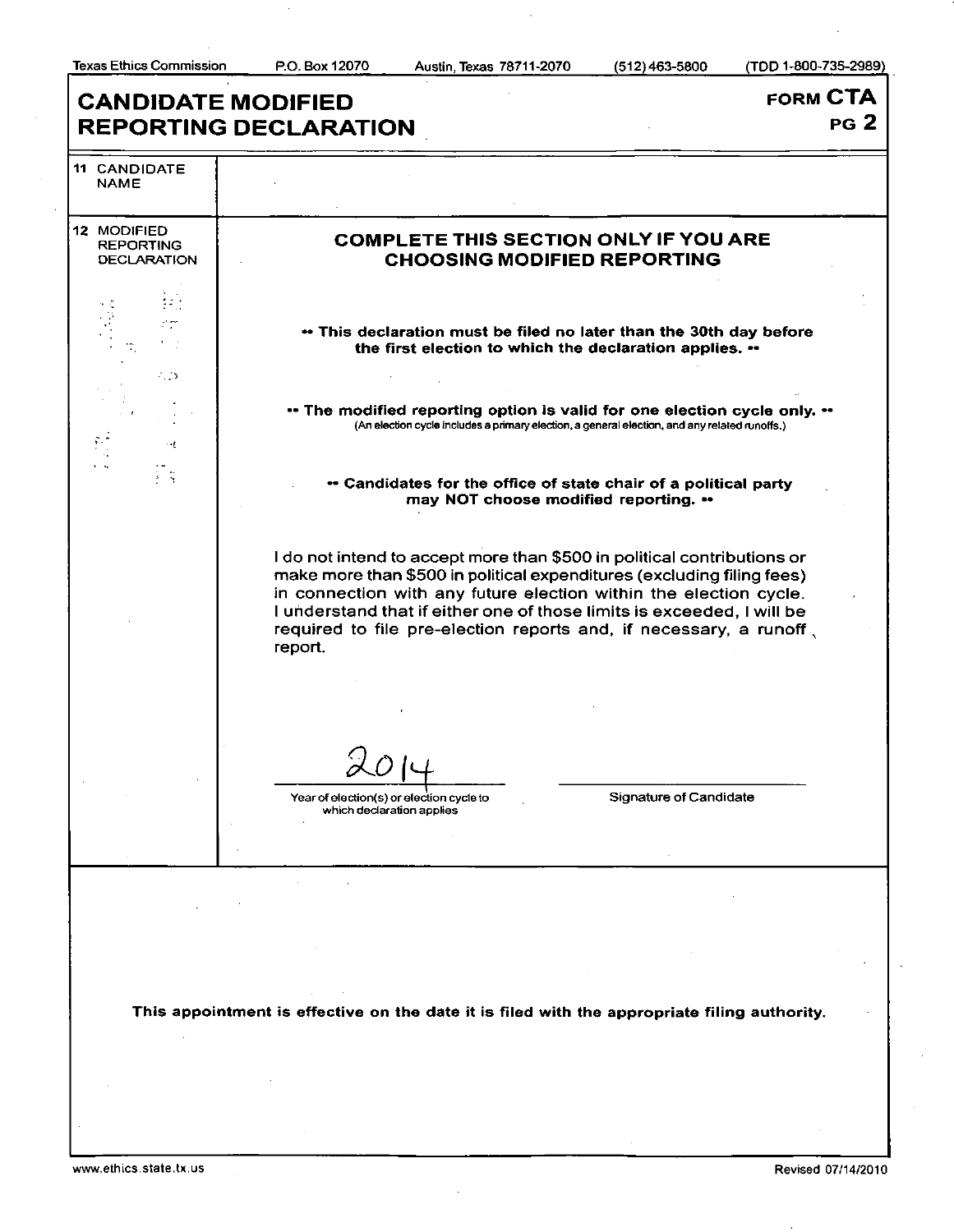Texas Ethics Commission P.O. Box 12070 Austin, Texas 78711-2070 (512) 463-5800 (TDD 1-800-735-2989)

# CANDIDATE MODIFIED REPORTING DECLARATION

**FORM CTA PG 2**

| | |
|---|---|
| 11 CANDIDATE NAME | |
| 12 MODIFIED REPORTING DECLARATION | **COMPLETE THIS SECTION ONLY IF YOU ARE CHOOSING MODIFIED REPORTING**<br><br>**•• This declaration must be filed no later than the 30th day before the first election to which the declaration applies. ••**<br><br>**•• The modified reporting option is valid for one election cycle only. ••**<br>(An election cycle includes a primary election, a general election, and any related runoffs.)<br><br>**•• Candidates for the office of state chair of a political party may NOT choose modified reporting. ••**<br><br>I do not intend to accept more than $500 in political contributions or make more than $500 in political expenditures (excluding filing fees) in connection with any future election within the election cycle. I understand that if either one of those limits is exceeded, I will be required to file pre-election reports and, if necessary, a runoff report.<br><br>2014<br>Year of election(s) or election cycle to which declaration applies<br><br>Signature of Candidate |

**This appointment is effective on the date it is filed with the appropriate filing authority.**

www.ethics.state.tx.us Revised 07/14/2010